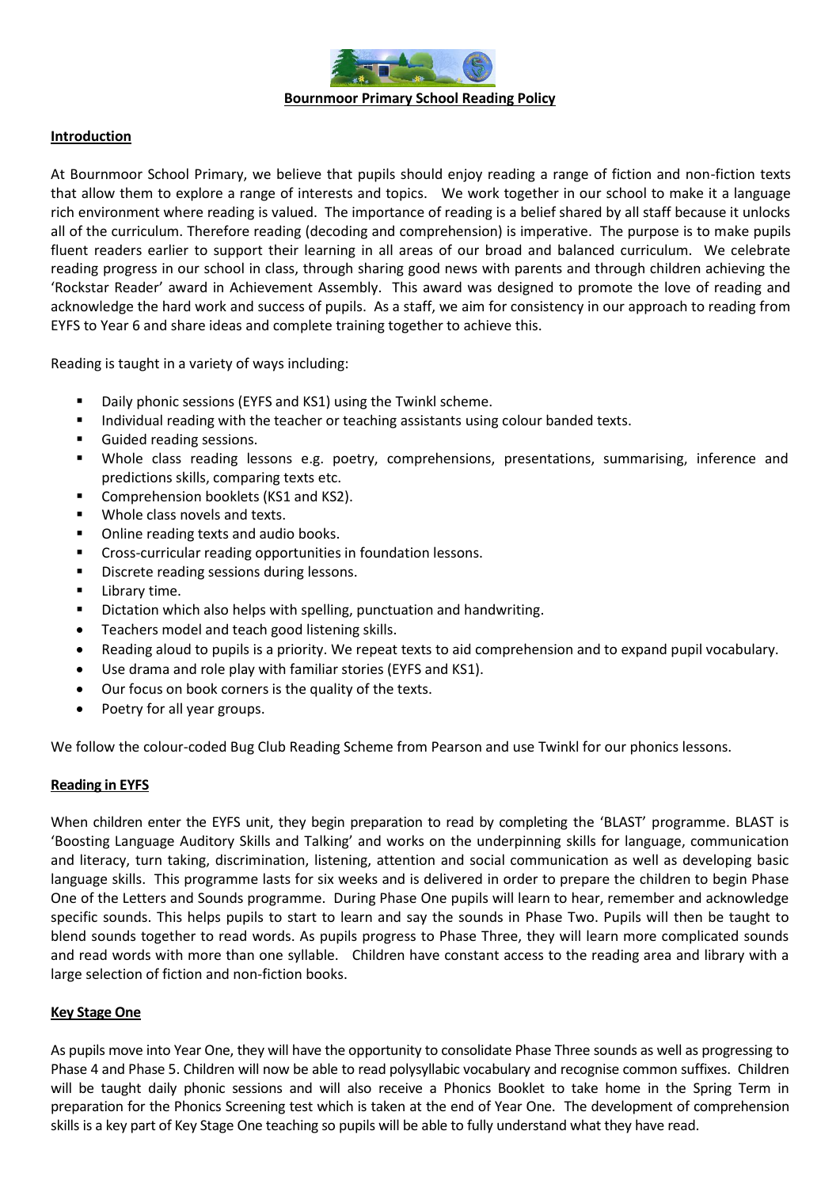# Bournmoor Primary School Reading Policy

## Introduction

At Bournmoor School Primary, we believe that pupils should enjoy reading a range of fiction and non-fiction texts that allow them to explore a range of interests and topics. We work together in our school to make it a language rich environment where reading is valued. The importance of reading is a belief shared by all staff because it unlocks all of the curriculum. Therefore reading (decoding and comprehension) is imperative. The purpose is to make pupils fluent readers earlier to support their learning in all areas of our broad and balanced curriculum. We celebrate reading progress in our school in class, through sharing good news with parents and through children achieving the 'Rockstar Reader' award in Achievement Assembly. This award was designed to promote the love of reading and acknowledge the hard work and success of pupils. As a staff, we aim for consistency in our approach to reading from EYFS to Year 6 and share ideas and complete training together to achieve this.

Reading is taught in a variety of ways including:

- Daily phonic sessions (EYFS and KS1) using the Twinkl scheme.
- Individual reading with the teacher or teaching assistants using colour banded texts.
- Guided reading sessions.
- Whole class reading lessons e.g. poetry, comprehensions, presentations, summarising, inference and predictions skills, comparing texts etc.
- Comprehension booklets (KS1 and KS2).
- Whole class novels and texts.
- Online reading texts and audio books.
- Cross-curricular reading opportunities in foundation lessons.
- Discrete reading sessions during lessons.
- Library time.
- Dictation which also helps with spelling, punctuation and handwriting.
- Teachers model and teach good listening skills.
- Reading aloud to pupils is a priority. We repeat texts to aid comprehension and to expand pupil vocabulary.
- Use drama and role play with familiar stories (EYFS and KS1).
- Our focus on book corners is the quality of the texts.
- Poetry for all year groups.

We follow the colour-coded Bug Club Reading Scheme from Pearson and use Twinkl for our phonics lessons.

## Reading in EYFS

When children enter the EYFS unit, they begin preparation to read by completing the 'BLAST' programme. BLAST is 'Boosting Language Auditory Skills and Talking' and works on the underpinning skills for language, communication and literacy, turn taking, discrimination, listening, attention and social communication as well as developing basic language skills. This programme lasts for six weeks and is delivered in order to prepare the children to begin Phase One of the Letters and Sounds programme. During Phase One pupils will learn to hear, remember and acknowledge specific sounds. This helps pupils to start to learn and say the sounds in Phase Two. Pupils will then be taught to blend sounds together to read words. As pupils progress to Phase Three, they will learn more complicated sounds and read words with more than one syllable. Children have constant access to the reading area and library with a large selection of fiction and non-fiction books.

## Key Stage One

As pupils move into Year One, they will have the opportunity to consolidate Phase Three sounds as well as progressing to Phase 4 and Phase 5. Children will now be able to read polysyllabic vocabulary and recognise common suffixes. Children will be taught daily phonic sessions and will also receive a Phonics Booklet to take home in the Spring Term in preparation for the Phonics Screening test which is taken at the end of Year One. The development of comprehension skills is a key part of Key Stage One teaching so pupils will be able to fully understand what they have read.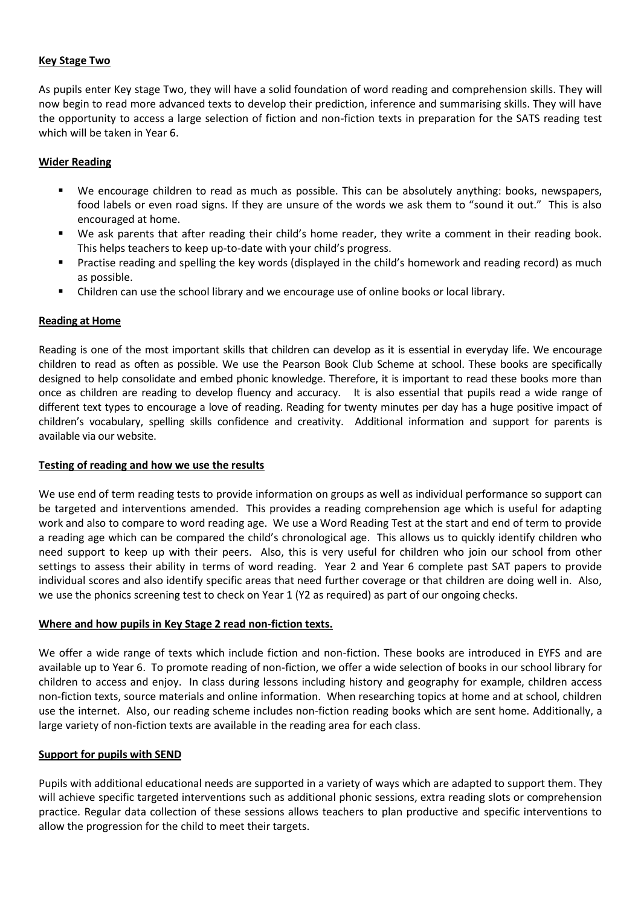**Key Stage Two**

As pupils enter Key stage Two, they will have a solid foundation of word reading and comprehension skills. They will now begin to read more advanced texts to develop their prediction, inference and summarising skills. They will have the opportunity to access a large selection of fiction and non-fiction texts in preparation for the SATS reading test which will be taken in Year 6.

**Wider Reading**

- We encourage children to read as much as possible. This can be absolutely anything: books, newspapers, food labels or even road signs. If they are unsure of the words we ask them to "sound it out." This is also encouraged at home.
- We ask parents that after reading their child's home reader, they write a comment in their reading book. This helps teachers to keep up-to-date with your child's progress.
- Practise reading and spelling the key words (displayed in the child's homework and reading record) as much as possible.
- Children can use the school library and we encourage use of online books or local library.

**Reading at Home**

Reading is one of the most important skills that children can develop as it is essential in everyday life. We encourage children to read as often as possible. We use the Pearson Book Club Scheme at school. These books are specifically designed to help consolidate and embed phonic knowledge. Therefore, it is important to read these books more than once as children are reading to develop fluency and accuracy. It is also essential that pupils read a wide range of different text types to encourage a love of reading. Reading for twenty minutes per day has a huge positive impact of children's vocabulary, spelling skills confidence and creativity. Additional information and support for parents is available via our website.

**Testing of reading and how we use the results**

We use end of term reading tests to provide information on groups as well as individual performance so support can be targeted and interventions amended. This provides a reading comprehension age which is useful for adapting work and also to compare to word reading age. We use a Word Reading Test at the start and end of term to provide a reading age which can be compared the child's chronological age. This allows us to quickly identify children who need support to keep up with their peers. Also, this is very useful for children who join our school from other settings to assess their ability in terms of word reading. Year 2 and Year 6 complete past SAT papers to provide individual scores and also identify specific areas that need further coverage or that children are doing well in. Also, we use the phonics screening test to check on Year 1 (Y2 as required) as part of our ongoing checks.

**Where and how pupils in Key Stage 2 read non-fiction texts.**

We offer a wide range of texts which include fiction and non-fiction. These books are introduced in EYFS and are available up to Year 6. To promote reading of non-fiction, we offer a wide selection of books in our school library for children to access and enjoy. In class during lessons including history and geography for example, children access non-fiction texts, source materials and online information. When researching topics at home and at school, children use the internet. Also, our reading scheme includes non-fiction reading books which are sent home. Additionally, a large variety of non-fiction texts are available in the reading area for each class.

**Support for pupils with SEND**

Pupils with additional educational needs are supported in a variety of ways which are adapted to support them. They will achieve specific targeted interventions such as additional phonic sessions, extra reading slots or comprehension practice. Regular data collection of these sessions allows teachers to plan productive and specific interventions to allow the progression for the child to meet their targets.